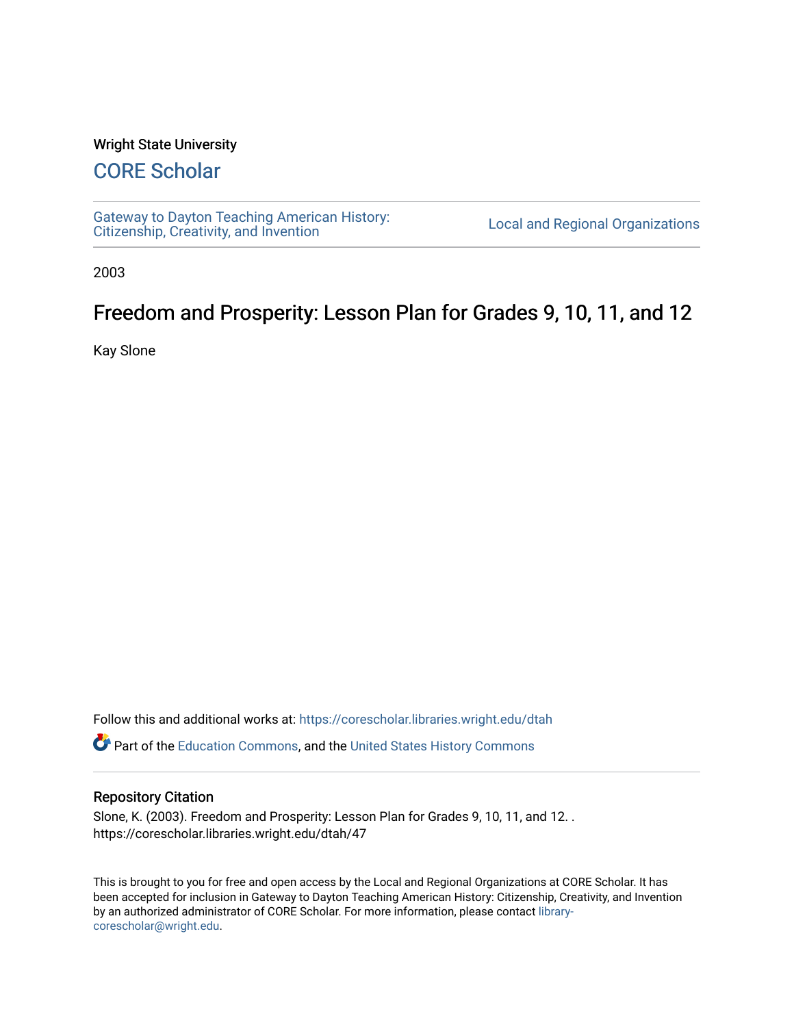Wright State University

## CORE Scholar

Gateway to Dayton Teaching American History: Citizenship, Creativity, and Invention | Local and Regional Organizations

2003

# Freedom and Prosperity: Lesson Plan for Grades 9, 10, 11, and 12

Kay Slone

Follow this and additional works at: https://corescholar.libraries.wright.edu/dtah

Part of the Education Commons, and the United States History Commons

### Repository Citation

Slone, K. (2003). Freedom and Prosperity: Lesson Plan for Grades 9, 10, 11, and 12. . https://corescholar.libraries.wright.edu/dtah/47

This is brought to you for free and open access by the Local and Regional Organizations at CORE Scholar. It has been accepted for inclusion in Gateway to Dayton Teaching American History: Citizenship, Creativity, and Invention by an authorized administrator of CORE Scholar. For more information, please contact library-corescholar@wright.edu.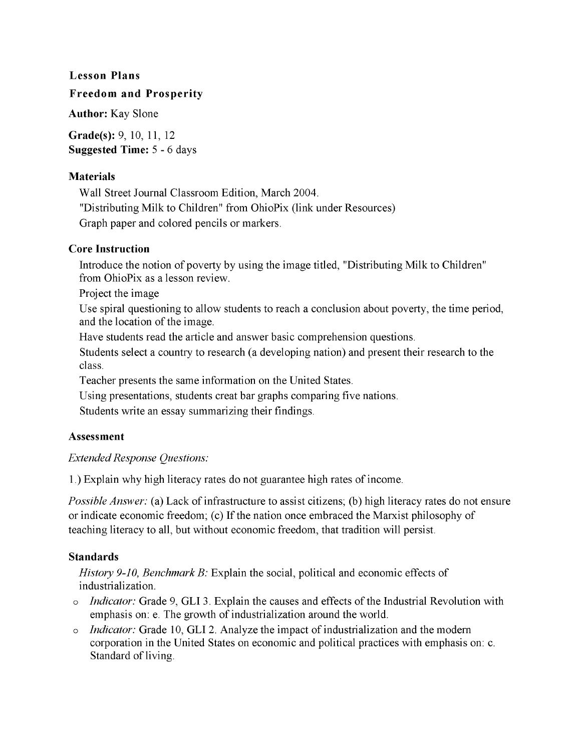## Lesson Plans

### Freedom and Prosperity

**Author:** Kay Slone

**Grade(s):** 9, 10, 11, 12
**Suggested Time:** 5 - 6 days

### Materials

Wall Street Journal Classroom Edition, March 2004.
"Distributing Milk to Children" from OhioPix (link under Resources)
Graph paper and colored pencils or markers.

### Core Instruction

Introduce the notion of poverty by using the image titled, "Distributing Milk to Children" from OhioPix as a lesson review.

Project the image

Use spiral questioning to allow students to reach a conclusion about poverty, the time period, and the location of the image.

Have students read the article and answer basic comprehension questions.

Students select a country to research (a developing nation) and present their research to the class.

Teacher presents the same information on the United States.

Using presentations, students creat bar graphs comparing five nations.

Students write an essay summarizing their findings.

### Assessment

*Extended Response Questions:*

1.) Explain why high literacy rates do not guarantee high rates of income.

*Possible Answer:* (a) Lack of infrastructure to assist citizens; (b) high literacy rates do not ensure or indicate economic freedom; (c) If the nation once embraced the Marxist philosophy of teaching literacy to all, but without economic freedom, that tradition will persist.

### Standards

*History 9-10, Benchmark B:* Explain the social, political and economic effects of industrialization.

- *Indicator:* Grade 9, GLI 3. Explain the causes and effects of the Industrial Revolution with emphasis on: e. The growth of industrialization around the world.
- *Indicator:* Grade 10, GLI 2. Analyze the impact of industrialization and the modern corporation in the United States on economic and political practices with emphasis on: c. Standard of living.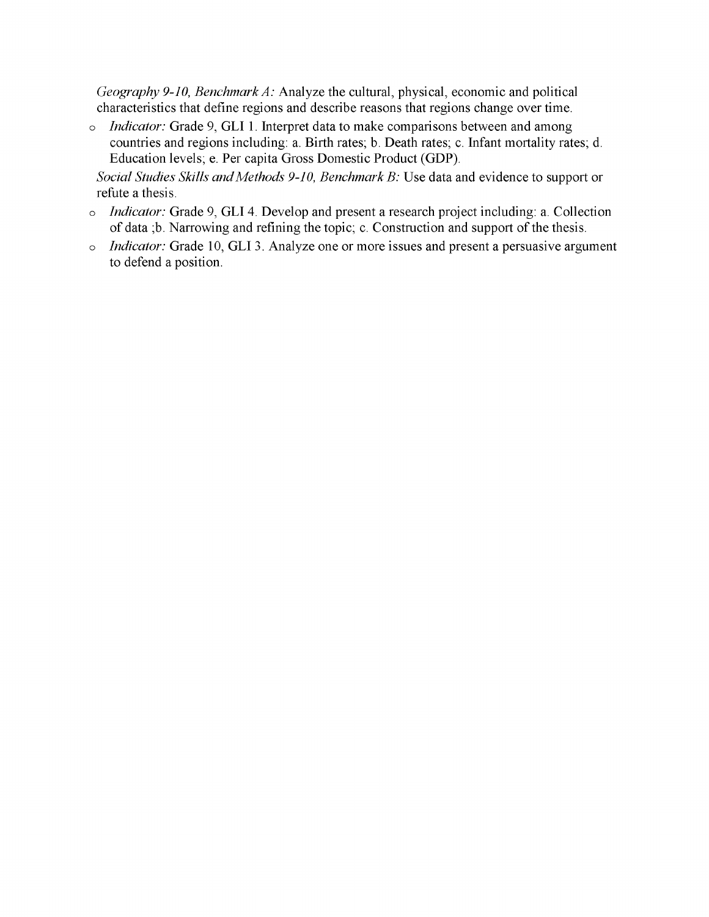*Geography 9-10, Benchmark A:* Analyze the cultural, physical, economic and political characteristics that define regions and describe reasons that regions change over time.

- *Indicator:* Grade 9, GLI 1. Interpret data to make comparisons between and among countries and regions including: a. Birth rates; b. Death rates; c. Infant mortality rates; d. Education levels; e. Per capita Gross Domestic Product (GDP).

*Social Studies Skills and Methods 9-10, Benchmark B:* Use data and evidence to support or refute a thesis.

- *Indicator:* Grade 9, GLI 4. Develop and present a research project including: a. Collection of data ;b. Narrowing and refining the topic; c. Construction and support of the thesis.
- *Indicator:* Grade 10, GLI 3. Analyze one or more issues and present a persuasive argument to defend a position.